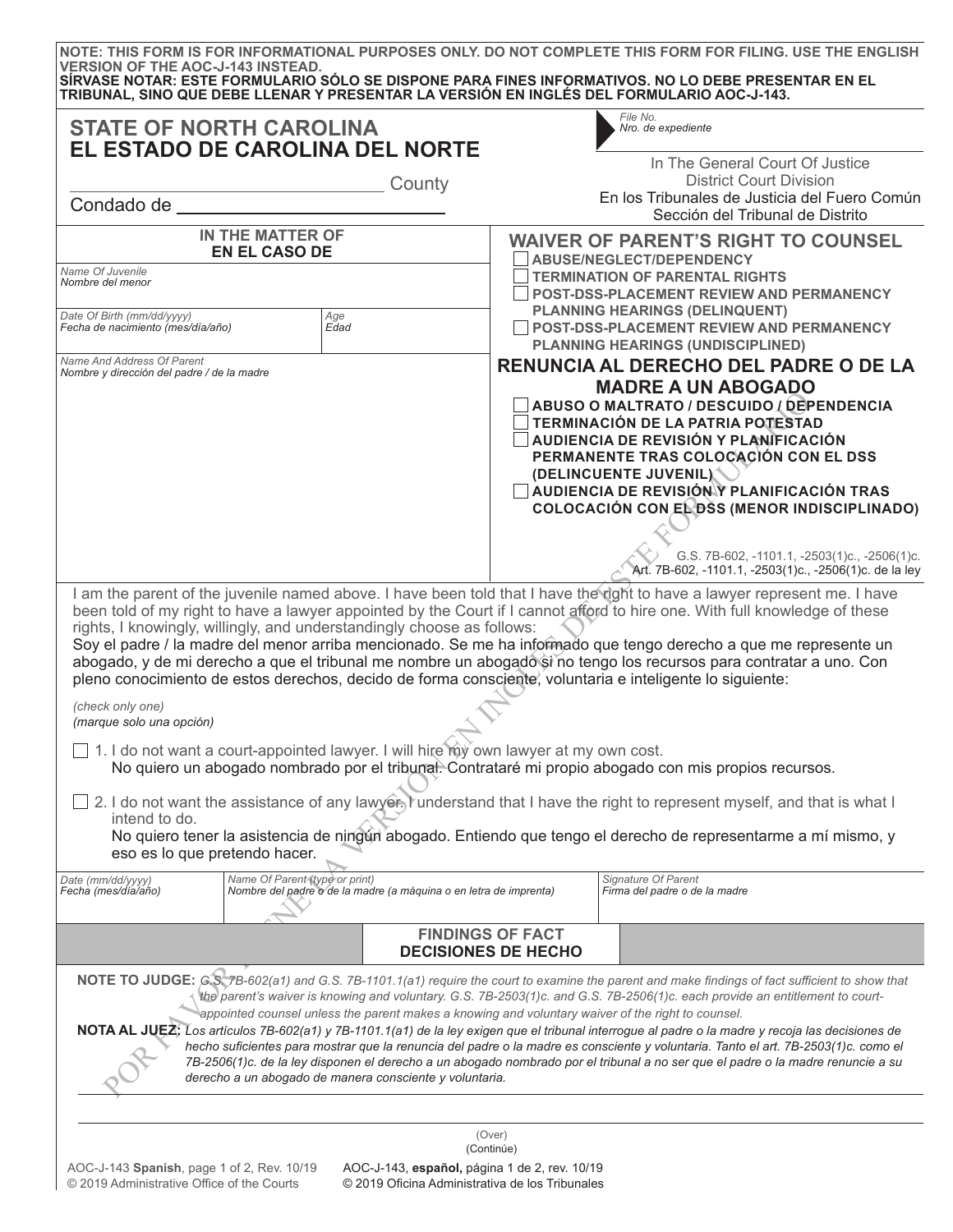**NOTE: THIS FORM IS FOR INFORMATIONAL PURPOSES ONLY. DO NOT COMPLETE THIS FORM FOR FILING. USE THE ENGLISH VERSION OF THE AOC-J-143 INSTEAD.**
**SÍRVASE NOTAR: ESTE FORMULARIO SÓLO SE DISPONE PARA FINES INFORMATIVOS. NO LO DEBE PRESENTAR EN EL TRIBUNAL, SINO QUE DEBE LLENAR Y PRESENTAR LA VERSIÓN EN INGLÉS DEL FORMULARIO AOC-J-143.**

# STATE OF NORTH CAROLINA
# EL ESTADO DE CAROLINA DEL NORTE

_______________ County
Condado de _______________

*File No.*
*Nro. de expediente*

In The General Court Of Justice
District Court Division
En los Tribunales de Justicia del Fuero Común
Sección del Tribunal de Distrito

**IN THE MATTER OF**
**EN EL CASO DE**

*Name Of Juvenile*
*Nombre del menor*

*Date Of Birth (mm/dd/yyyy)*
*Fecha de nacimiento (mes/día/año)*

*Age*
*Edad*

*Name And Address Of Parent*
*Nombre y dirección del padre / de la madre*

## WAIVER OF PARENT'S RIGHT TO COUNSEL

- [ ] ABUSE/NEGLECT/DEPENDENCY
- [ ] TERMINATION OF PARENTAL RIGHTS
- [ ] POST-DSS-PLACEMENT REVIEW AND PERMANENCY PLANNING HEARINGS (DELINQUENT)
- [ ] POST-DSS-PLACEMENT REVIEW AND PERMANENCY PLANNING HEARINGS (UNDISCIPLINED)

## RENUNCIA AL DERECHO DEL PADRE O DE LA MADRE A UN ABOGADO

- [ ] ABUSO O MALTRATO / DESCUIDO / DEPENDENCIA
- [ ] TERMINACIÓN DE LA PATRIA POTESTAD
- [ ] AUDIENCIA DE REVISIÓN Y PLANIFICACIÓN PERMANENTE TRAS COLOCACIÓN CON EL DSS (DELINCUENTE JUVENIL)
- [ ] AUDIENCIA DE REVISIÓN Y PLANIFICACIÓN TRAS COLOCACIÓN CON EL DSS (MENOR INDISCIPLINADO)

G.S. 7B-602, -1101.1, -2503(1)c., -2506(1)c.
Art. 7B-602, -1101.1, -2503(1)c., -2506(1)c. de la ley

I am the parent of the juvenile named above. I have been told that I have the right to have a lawyer represent me. I have been told of my right to have a lawyer appointed by the Court if I cannot afford to hire one. With full knowledge of these rights, I, knowingly, willingly, and understandingly choose as follows:
Soy el padre / la madre del menor arriba mencionado. Se me ha informado que tengo derecho a que me represente un abogado, y de mi derecho a que el tribunal me nombre un abogado si no tengo los recursos para contratar a uno. Con pleno conocimiento de estos derechos, decido de forma consciente, voluntaria e inteligente lo siguiente:

*(check only one)*
*(marque solo una opción)*

- [ ] 1. I do not want a court-appointed lawyer. I will hire my own lawyer at my own cost.
  No quiero un abogado nombrado por el tribunal. Contrataré mi propio abogado con mis propios recursos.
- [ ] 2. I do not want the assistance of any lawyer. I understand that I have the right to represent myself, and that is what I intend to do.
  No quiero tener la asistencia de ningún abogado. Entiendo que tengo el derecho de representarme a mí mismo, y eso es lo que pretendo hacer.

| *Date (mm/dd/yyyy)* *Fecha (mes/día/año)* | *Name Of Parent (type or print)* *Nombre del padre o de la madre (a máquina o en letra de imprenta)* | *Signature Of Parent* *Firma del padre o de la madre* |
|---|---|---|
| | | |

### FINDINGS OF FACT
### DECISIONES DE HECHO

**NOTE TO JUDGE:** *G.S. 7B-602(a1) and G.S. 7B-1101.1(a1) require the court to examine the parent and make findings of fact sufficient to show that the parent's waiver is knowing and voluntary. G.S. 7B-2503(1)c. and G.S. 7B-2506(1)c. each provide an entitlement to court-appointed counsel unless the parent makes a knowing and voluntary waiver of the right to counsel.*

**NOTA AL JUEZ:** *Los artículos 7B-602(a1) y 7B-1101.1(a1) de la ley exigen que el tribunal interrogue al padre o la madre y recoja las decisiones de hecho suficientes para mostrar que la renuncia del padre o la madre es consciente y voluntaria. Tanto el art. 7B-2503(1)c. como el 7B-2506(1)c. de la ley disponen el derecho a un abogado nombrado por el tribunal a no ser que el padre o la madre renuncie a su derecho a un abogado de manera consciente y voluntaria.*

(Over)
(Continúe)

AOC-J-143 **Spanish**, page 1 of 2, Rev. 10/19
© 2019 Administrative Office of the Courts
AOC-J-143, **español,** página 1 de 2, rev. 10/19
© 2019 Oficina Administrativa de los Tribunales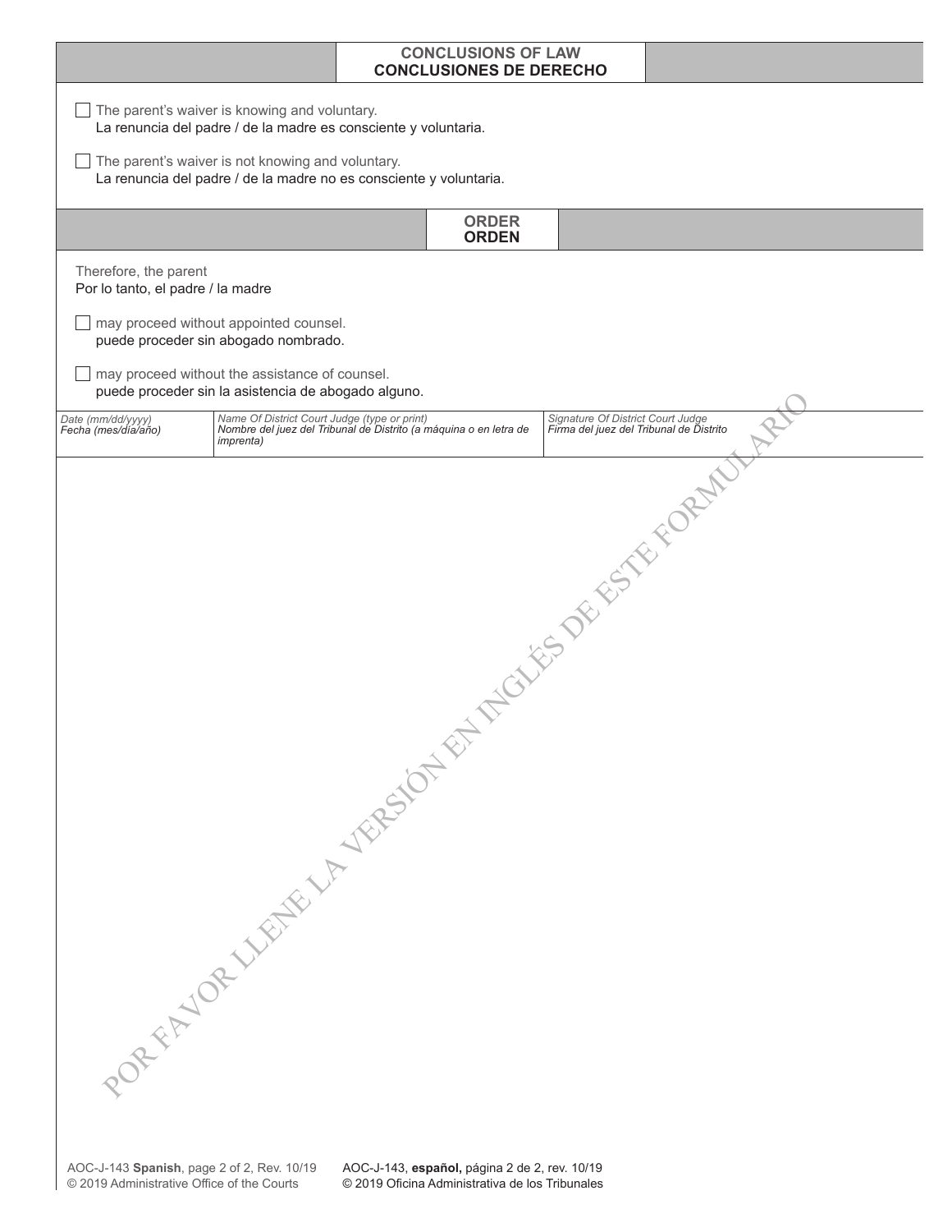## CONCLUSIONS OF LAW
## CONCLUSIONES DE DERECHO

☐ The parent's waiver is knowing and voluntary.
La renuncia del padre / de la madre es consciente y voluntaria.

☐ The parent's waiver is not knowing and voluntary.
La renuncia del padre / de la madre no es consciente y voluntaria.

## ORDER
## ORDEN

Therefore, the parent
Por lo tanto, el padre / la madre

☐ may proceed without appointed counsel.
puede proceder sin abogado nombrado.

☐ may proceed without the assistance of counsel.
puede proceder sin la asistencia de abogado alguno.

| Date (mm/dd/yyyy) Fecha (mes/día/año) | Name Of District Court Judge (type or print) Nombre del juez del Tribunal de Distrito (a máquina o en letra de imprenta) | Signature Of District Court Judge Firma del juez del Tribunal de Distrito |
|---|---|---|
| | | |

POR FAVOR LLENE LA VERSIÓN EN INGLÉS DE ESTE FORMULARIO

AOC-J-143 **Spanish**, page 2 of 2, Rev. 10/19
© 2019 Administrative Office of the Courts

AOC-J-143, **español,** página 2 de 2, rev. 10/19
© 2019 Oficina Administrativa de los Tribunales